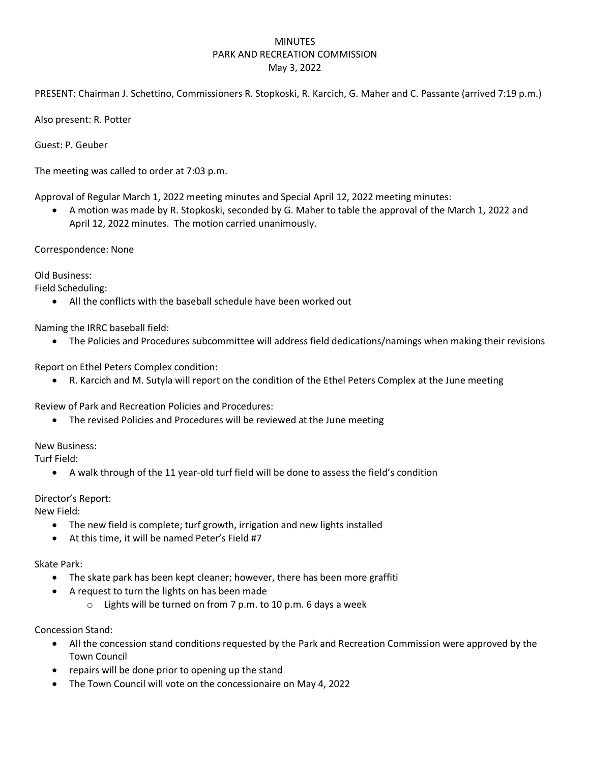# MINUTES
## PARK AND RECREATION COMMISSION
### May 3, 2022

PRESENT: Chairman J. Schettino, Commissioners R. Stopkoski, R. Karcich, G. Maher and C. Passante (arrived 7:19 p.m.)

Also present: R. Potter

Guest: P. Geuber

The meeting was called to order at 7:03 p.m.

Approval of Regular March 1, 2022 meeting minutes and Special April 12, 2022 meeting minutes:

- A motion was made by R. Stopkoski, seconded by G. Maher to table the approval of the March 1, 2022 and April 12, 2022 minutes. The motion carried unanimously.

Correspondence: None

Old Business:

Field Scheduling:

- All the conflicts with the baseball schedule have been worked out

Naming the IRRC baseball field:

- The Policies and Procedures subcommittee will address field dedications/namings when making their revisions

Report on Ethel Peters Complex condition:

- R. Karcich and M. Sutyla will report on the condition of the Ethel Peters Complex at the June meeting

Review of Park and Recreation Policies and Procedures:

- The revised Policies and Procedures will be reviewed at the June meeting

New Business:

Turf Field:

- A walk through of the 11 year-old turf field will be done to assess the field's condition

Director's Report:

New Field:

- The new field is complete; turf growth, irrigation and new lights installed
- At this time, it will be named Peter's Field #7

Skate Park:

- The skate park has been kept cleaner; however, there has been more graffiti
- A request to turn the lights on has been made
  - Lights will be turned on from 7 p.m. to 10 p.m. 6 days a week

Concession Stand:

- All the concession stand conditions requested by the Park and Recreation Commission were approved by the Town Council
- repairs will be done prior to opening up the stand
- The Town Council will vote on the concessionaire on May 4, 2022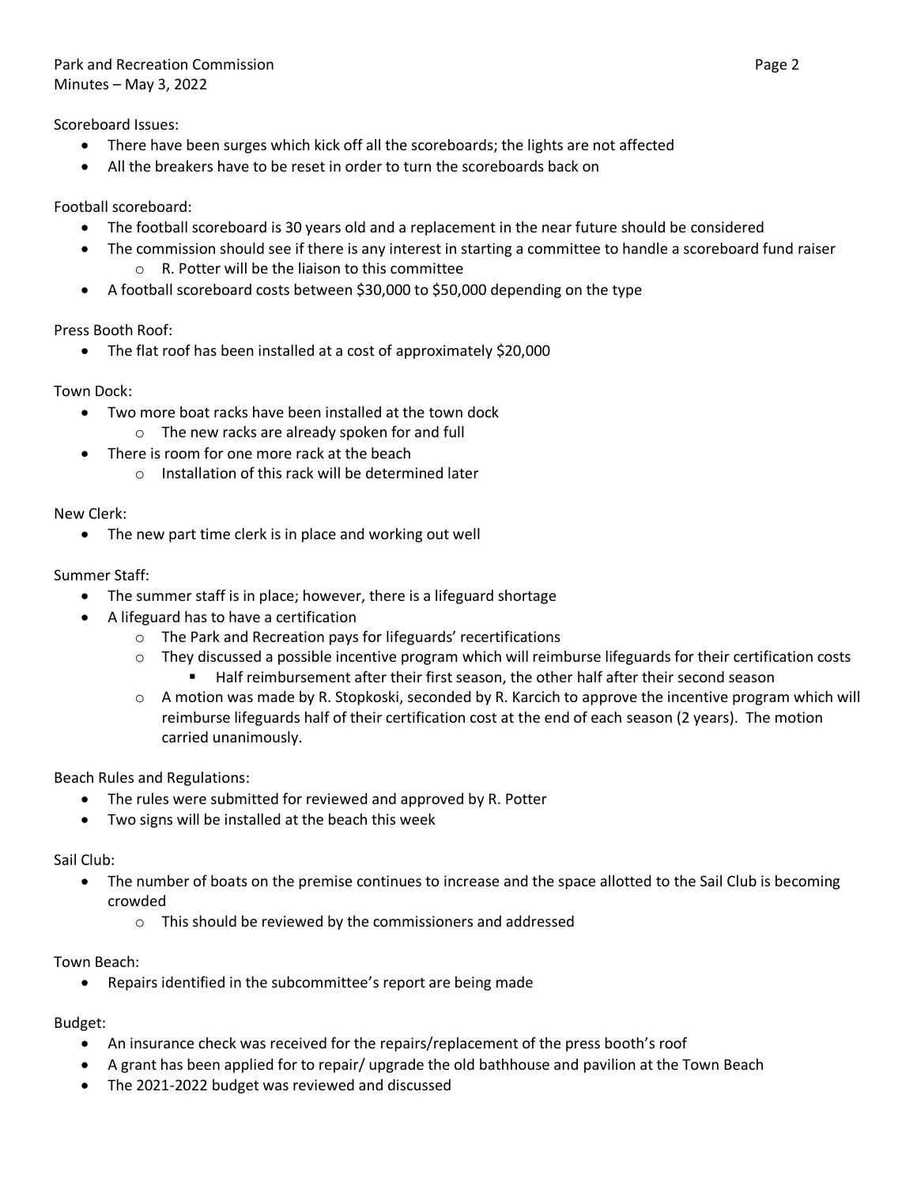Scoreboard Issues:

- There have been surges which kick off all the scoreboards; the lights are not affected
- All the breakers have to be reset in order to turn the scoreboards back on

Football scoreboard:

- The football scoreboard is 30 years old and a replacement in the near future should be considered
- The commission should see if there is any interest in starting a committee to handle a scoreboard fund raiser
  - R. Potter will be the liaison to this committee
- A football scoreboard costs between $30,000 to $50,000 depending on the type

Press Booth Roof:

- The flat roof has been installed at a cost of approximately $20,000

Town Dock:

- Two more boat racks have been installed at the town dock
  - The new racks are already spoken for and full
- There is room for one more rack at the beach
  - Installation of this rack will be determined later

New Clerk:

- The new part time clerk is in place and working out well

Summer Staff:

- The summer staff is in place; however, there is a lifeguard shortage
- A lifeguard has to have a certification
  - The Park and Recreation pays for lifeguards' recertifications
  - They discussed a possible incentive program which will reimburse lifeguards for their certification costs
    - Half reimbursement after their first season, the other half after their second season
  - A motion was made by R. Stopkoski, seconded by R. Karcich to approve the incentive program which will reimburse lifeguards half of their certification cost at the end of each season (2 years). The motion carried unanimously.

Beach Rules and Regulations:

- The rules were submitted for reviewed and approved by R. Potter
- Two signs will be installed at the beach this week

Sail Club:

- The number of boats on the premise continues to increase and the space allotted to the Sail Club is becoming crowded
  - This should be reviewed by the commissioners and addressed

Town Beach:

- Repairs identified in the subcommittee's report are being made

Budget:

- An insurance check was received for the repairs/replacement of the press booth's roof
- A grant has been applied for to repair/ upgrade the old bathhouse and pavilion at the Town Beach
- The 2021-2022 budget was reviewed and discussed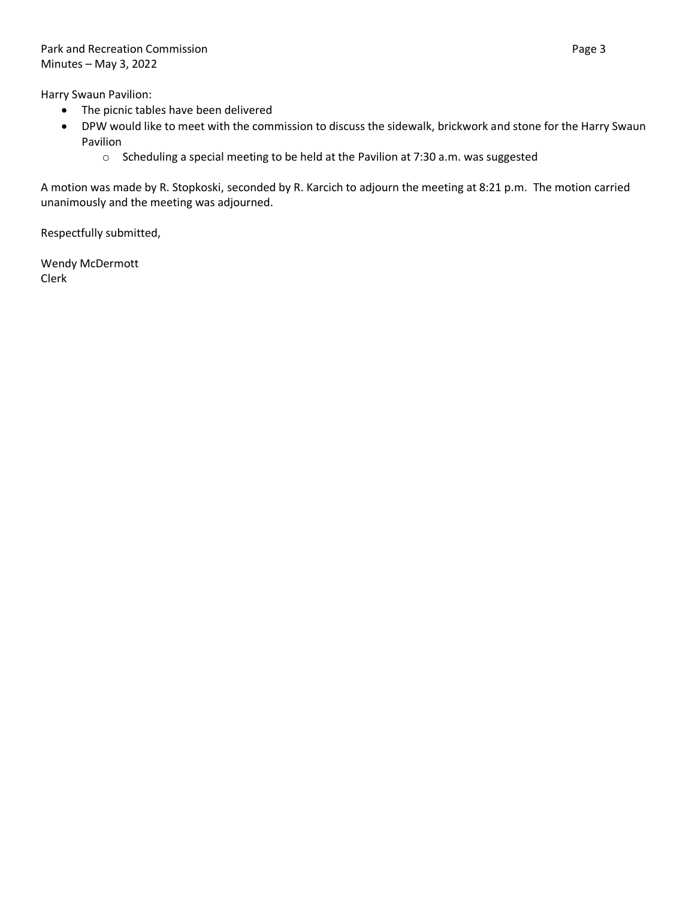Harry Swaun Pavilion:

- The picnic tables have been delivered
- DPW would like to meet with the commission to discuss the sidewalk, brickwork and stone for the Harry Swaun Pavilion
    - Scheduling a special meeting to be held at the Pavilion at 7:30 a.m. was suggested

A motion was made by R. Stopkoski, seconded by R. Karcich to adjourn the meeting at 8:21 p.m. The motion carried unanimously and the meeting was adjourned.

Respectfully submitted,

Wendy McDermott
Clerk